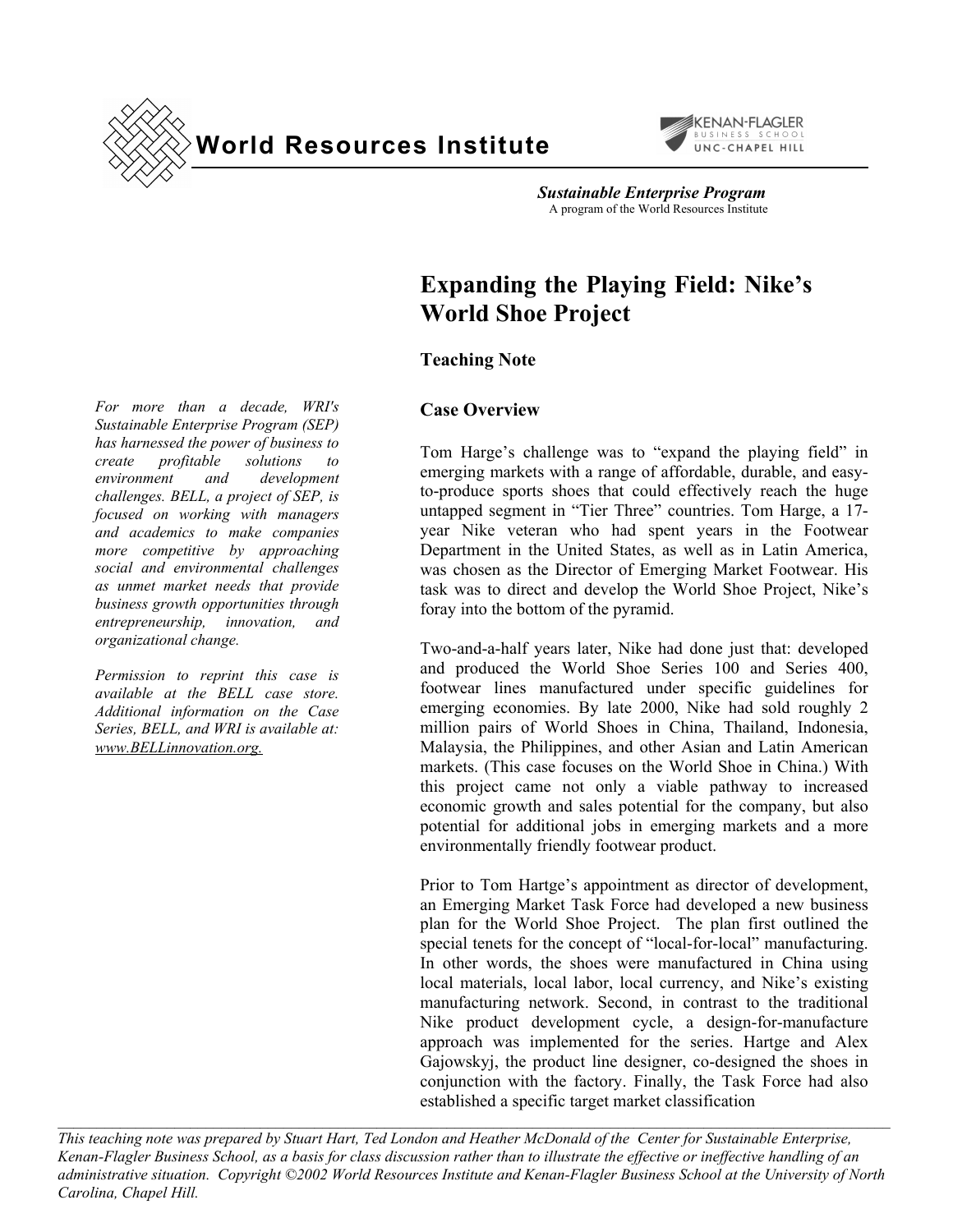World Resources Institute

KENAN-FLAGLER BUSINESS SCHOOL UNC-CHAPEL HILL

***Sustainable Enterprise Program***
A program of the World Resources Institute

# Expanding the Playing Field: Nike's World Shoe Project

## Teaching Note

*For more than a decade, WRI's Sustainable Enterprise Program (SEP) has harnessed the power of business to create profitable solutions to environment and development challenges. BELL, a project of SEP, is focused on working with managers and academics to make companies more competitive by approaching social and environmental challenges as unmet market needs that provide business growth opportunities through entrepreneurship, innovation, and organizational change.*

*Permission to reprint this case is available at the BELL case store. Additional information on the Case Series, BELL, and WRI is available at: www.BELLinnovation.org.*

### Case Overview

Tom Harge's challenge was to "expand the playing field" in emerging markets with a range of affordable, durable, and easy-to-produce sports shoes that could effectively reach the huge untapped segment in "Tier Three" countries. Tom Harge, a 17-year Nike veteran who had spent years in the Footwear Department in the United States, as well as in Latin America, was chosen as the Director of Emerging Market Footwear. His task was to direct and develop the World Shoe Project, Nike's foray into the bottom of the pyramid.

Two-and-a-half years later, Nike had done just that: developed and produced the World Shoe Series 100 and Series 400, footwear lines manufactured under specific guidelines for emerging economies. By late 2000, Nike had sold roughly 2 million pairs of World Shoes in China, Thailand, Indonesia, Malaysia, the Philippines, and other Asian and Latin American markets. (This case focuses on the World Shoe in China.) With this project came not only a viable pathway to increased economic growth and sales potential for the company, but also potential for additional jobs in emerging markets and a more environmentally friendly footwear product.

Prior to Tom Hartge's appointment as director of development, an Emerging Market Task Force had developed a new business plan for the World Shoe Project. The plan first outlined the special tenets for the concept of "local-for-local" manufacturing. In other words, the shoes were manufactured in China using local materials, local labor, local currency, and Nike's existing manufacturing network. Second, in contrast to the traditional Nike product development cycle, a design-for-manufacture approach was implemented for the series. Hartge and Alex Gajowskyj, the product line designer, co-designed the shoes in conjunction with the factory. Finally, the Task Force had also established a specific target market classification

*This teaching note was prepared by Stuart Hart, Ted London and Heather McDonald of the Center for Sustainable Enterprise, Kenan-Flagler Business School, as a basis for class discussion rather than to illustrate the effective or ineffective handling of an administrative situation. Copyright ©2002 World Resources Institute and Kenan-Flagler Business School at the University of North Carolina, Chapel Hill.*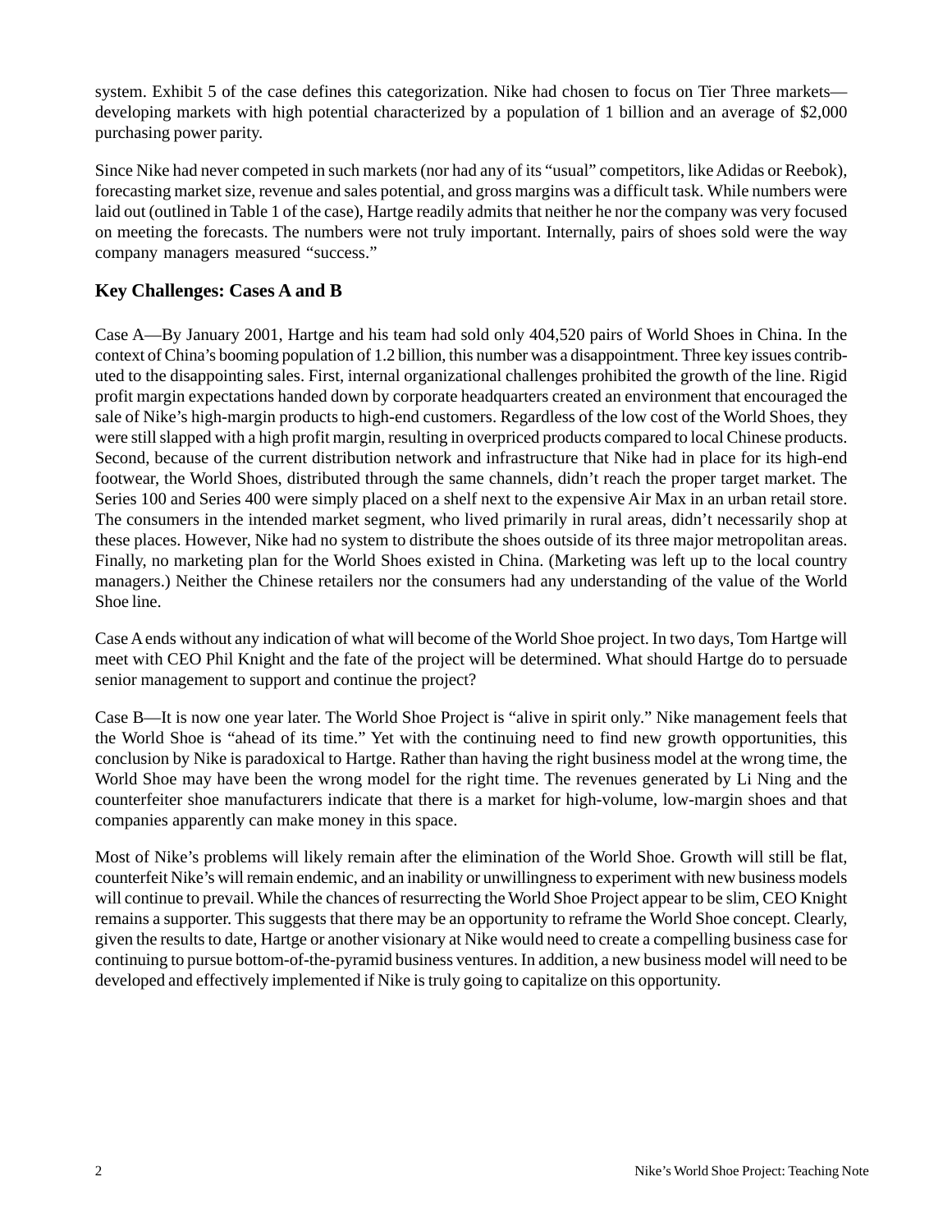system. Exhibit 5 of the case defines this categorization. Nike had chosen to focus on Tier Three markets—developing markets with high potential characterized by a population of 1 billion and an average of $2,000 purchasing power parity.

Since Nike had never competed in such markets (nor had any of its "usual" competitors, like Adidas or Reebok), forecasting market size, revenue and sales potential, and gross margins was a difficult task. While numbers were laid out (outlined in Table 1 of the case), Hartge readily admits that neither he nor the company was very focused on meeting the forecasts. The numbers were not truly important. Internally, pairs of shoes sold were the way company managers measured "success."

## Key Challenges: Cases A and B

Case A—By January 2001, Hartge and his team had sold only 404,520 pairs of World Shoes in China. In the context of China's booming population of 1.2 billion, this number was a disappointment. Three key issues contributed to the disappointing sales. First, internal organizational challenges prohibited the growth of the line. Rigid profit margin expectations handed down by corporate headquarters created an environment that encouraged the sale of Nike's high-margin products to high-end customers. Regardless of the low cost of the World Shoes, they were still slapped with a high profit margin, resulting in overpriced products compared to local Chinese products. Second, because of the current distribution network and infrastructure that Nike had in place for its high-end footwear, the World Shoes, distributed through the same channels, didn't reach the proper target market. The Series 100 and Series 400 were simply placed on a shelf next to the expensive Air Max in an urban retail store. The consumers in the intended market segment, who lived primarily in rural areas, didn't necessarily shop at these places. However, Nike had no system to distribute the shoes outside of its three major metropolitan areas. Finally, no marketing plan for the World Shoes existed in China. (Marketing was left up to the local country managers.) Neither the Chinese retailers nor the consumers had any understanding of the value of the World Shoe line.

Case A ends without any indication of what will become of the World Shoe project. In two days, Tom Hartge will meet with CEO Phil Knight and the fate of the project will be determined. What should Hartge do to persuade senior management to support and continue the project?

Case B—It is now one year later. The World Shoe Project is "alive in spirit only." Nike management feels that the World Shoe is "ahead of its time." Yet with the continuing need to find new growth opportunities, this conclusion by Nike is paradoxical to Hartge. Rather than having the right business model at the wrong time, the World Shoe may have been the wrong model for the right time. The revenues generated by Li Ning and the counterfeiter shoe manufacturers indicate that there is a market for high-volume, low-margin shoes and that companies apparently can make money in this space.

Most of Nike's problems will likely remain after the elimination of the World Shoe. Growth will still be flat, counterfeit Nike's will remain endemic, and an inability or unwillingness to experiment with new business models will continue to prevail. While the chances of resurrecting the World Shoe Project appear to be slim, CEO Knight remains a supporter. This suggests that there may be an opportunity to reframe the World Shoe concept. Clearly, given the results to date, Hartge or another visionary at Nike would need to create a compelling business case for continuing to pursue bottom-of-the-pyramid business ventures. In addition, a new business model will need to be developed and effectively implemented if Nike is truly going to capitalize on this opportunity.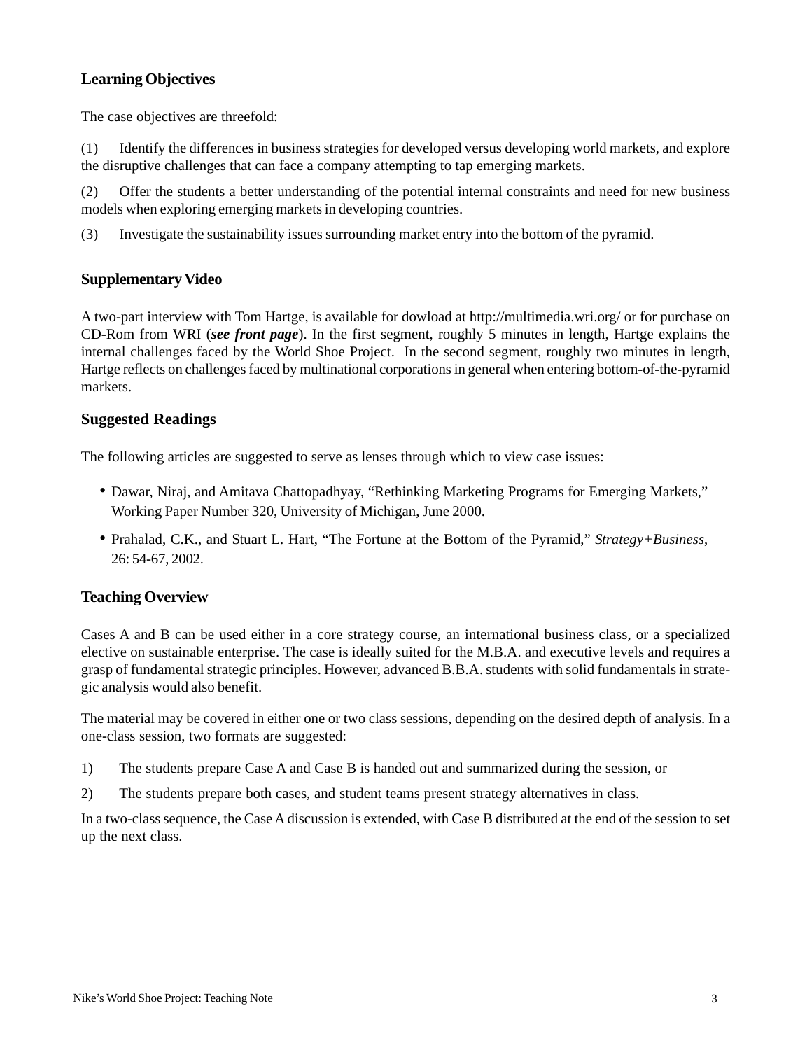## Learning Objectives

The case objectives are threefold:

(1) Identify the differences in business strategies for developed versus developing world markets, and explore the disruptive challenges that can face a company attempting to tap emerging markets.

(2) Offer the students a better understanding of the potential internal constraints and need for new business models when exploring emerging markets in developing countries.

(3) Investigate the sustainability issues surrounding market entry into the bottom of the pyramid.

## Supplementary Video

A two-part interview with Tom Hartge, is available for dowload at http://multimedia.wri.org/ or for purchase on CD-Rom from WRI (***see front page***). In the first segment, roughly 5 minutes in length, Hartge explains the internal challenges faced by the World Shoe Project. In the second segment, roughly two minutes in length, Hartge reflects on challenges faced by multinational corporations in general when entering bottom-of-the-pyramid markets.

## Suggested Readings

The following articles are suggested to serve as lenses through which to view case issues:

- Dawar, Niraj, and Amitava Chattopadhyay, "Rethinking Marketing Programs for Emerging Markets," Working Paper Number 320, University of Michigan, June 2000.
- Prahalad, C.K., and Stuart L. Hart, "The Fortune at the Bottom of the Pyramid," *Strategy+Business,* 26: 54-67, 2002.

## Teaching Overview

Cases A and B can be used either in a core strategy course, an international business class, or a specialized elective on sustainable enterprise. The case is ideally suited for the M.B.A. and executive levels and requires a grasp of fundamental strategic principles. However, advanced B.B.A. students with solid fundamentals in strategic analysis would also benefit.

The material may be covered in either one or two class sessions, depending on the desired depth of analysis. In a one-class session, two formats are suggested:

1) The students prepare Case A and Case B is handed out and summarized during the session, or

2) The students prepare both cases, and student teams present strategy alternatives in class.

In a two-class sequence, the Case A discussion is extended, with Case B distributed at the end of the session to set up the next class.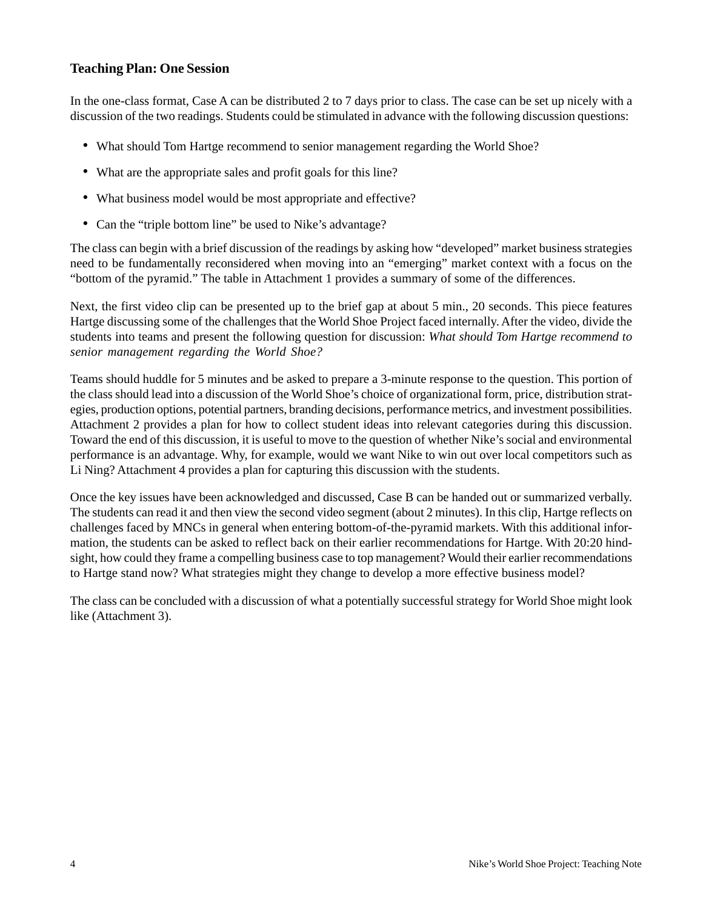## Teaching Plan: One Session

In the one-class format, Case A can be distributed 2 to 7 days prior to class. The case can be set up nicely with a discussion of the two readings. Students could be stimulated in advance with the following discussion questions:

- What should Tom Hartge recommend to senior management regarding the World Shoe?
- What are the appropriate sales and profit goals for this line?
- What business model would be most appropriate and effective?
- Can the "triple bottom line" be used to Nike's advantage?

The class can begin with a brief discussion of the readings by asking how "developed" market business strategies need to be fundamentally reconsidered when moving into an "emerging" market context with a focus on the "bottom of the pyramid." The table in Attachment 1 provides a summary of some of the differences.

Next, the first video clip can be presented up to the brief gap at about 5 min., 20 seconds. This piece features Hartge discussing some of the challenges that the World Shoe Project faced internally. After the video, divide the students into teams and present the following question for discussion: *What should Tom Hartge recommend to senior management regarding the World Shoe?*

Teams should huddle for 5 minutes and be asked to prepare a 3-minute response to the question. This portion of the class should lead into a discussion of the World Shoe's choice of organizational form, price, distribution strategies, production options, potential partners, branding decisions, performance metrics, and investment possibilities. Attachment 2 provides a plan for how to collect student ideas into relevant categories during this discussion. Toward the end of this discussion, it is useful to move to the question of whether Nike's social and environmental performance is an advantage. Why, for example, would we want Nike to win out over local competitors such as Li Ning? Attachment 4 provides a plan for capturing this discussion with the students.

Once the key issues have been acknowledged and discussed, Case B can be handed out or summarized verbally. The students can read it and then view the second video segment (about 2 minutes). In this clip, Hartge reflects on challenges faced by MNCs in general when entering bottom-of-the-pyramid markets. With this additional information, the students can be asked to reflect back on their earlier recommendations for Hartge. With 20:20 hindsight, how could they frame a compelling business case to top management? Would their earlier recommendations to Hartge stand now? What strategies might they change to develop a more effective business model?

The class can be concluded with a discussion of what a potentially successful strategy for World Shoe might look like (Attachment 3).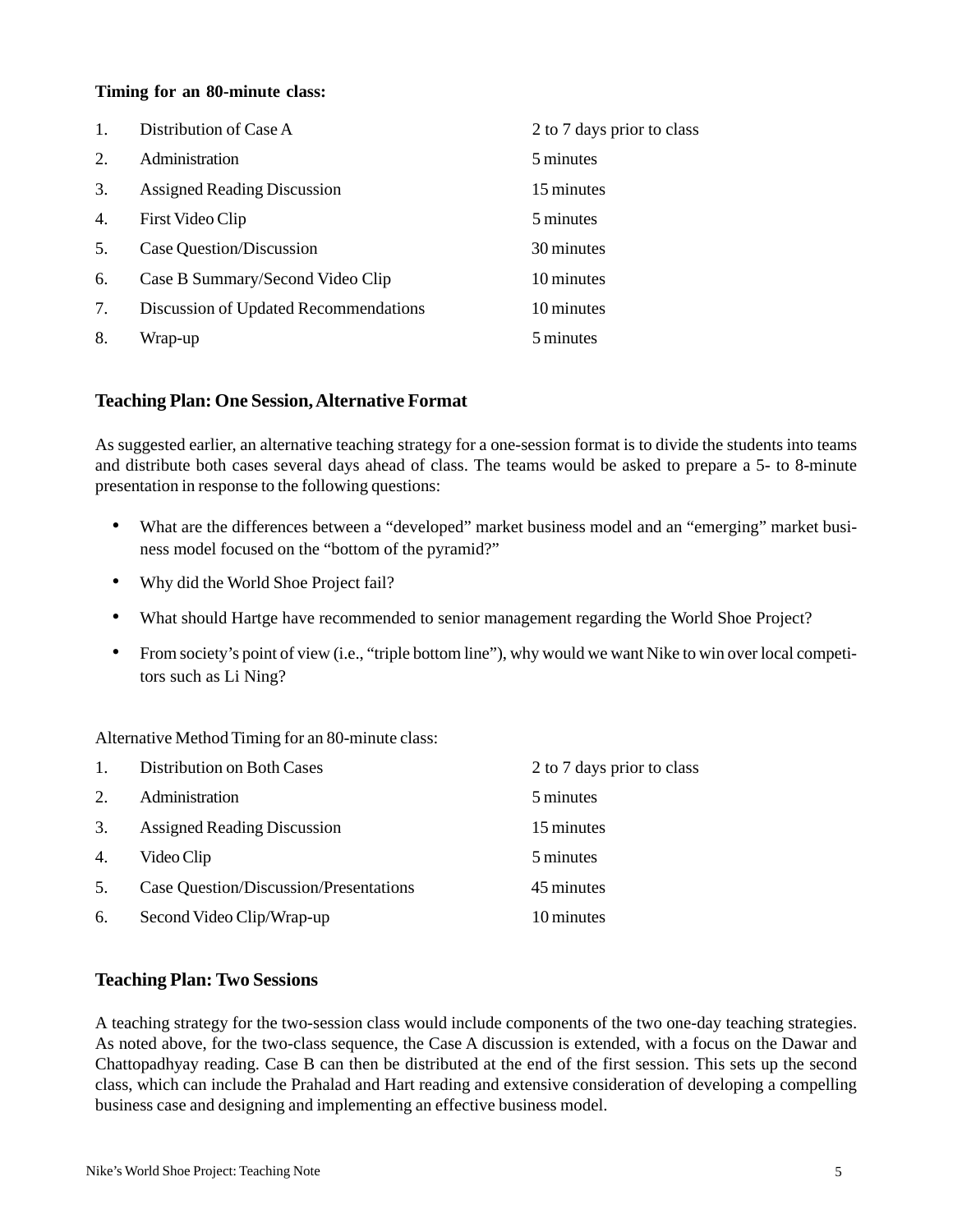**Timing for an 80-minute class:**

| | | |
|---|---|---|
| 1. | Distribution of Case A | 2 to 7 days prior to class |
| 2. | Administration | 5 minutes |
| 3. | Assigned Reading Discussion | 15 minutes |
| 4. | First Video Clip | 5 minutes |
| 5. | Case Question/Discussion | 30 minutes |
| 6. | Case B Summary/Second Video Clip | 10 minutes |
| 7. | Discussion of Updated Recommendations | 10 minutes |
| 8. | Wrap-up | 5 minutes |

### Teaching Plan: One Session, Alternative Format

As suggested earlier, an alternative teaching strategy for a one-session format is to divide the students into teams and distribute both cases several days ahead of class. The teams would be asked to prepare a 5- to 8-minute presentation in response to the following questions:

- What are the differences between a "developed" market business model and an "emerging" market business model focused on the "bottom of the pyramid?"
- Why did the World Shoe Project fail?
- What should Hartge have recommended to senior management regarding the World Shoe Project?
- From society's point of view (i.e., "triple bottom line"), why would we want Nike to win over local competitors such as Li Ning?

Alternative Method Timing for an 80-minute class:

| | | |
|---|---|---|
| 1. | Distribution on Both Cases | 2 to 7 days prior to class |
| 2. | Administration | 5 minutes |
| 3. | Assigned Reading Discussion | 15 minutes |
| 4. | Video Clip | 5 minutes |
| 5. | Case Question/Discussion/Presentations | 45 minutes |
| 6. | Second Video Clip/Wrap-up | 10 minutes |

### Teaching Plan: Two Sessions

A teaching strategy for the two-session class would include components of the two one-day teaching strategies. As noted above, for the two-class sequence, the Case A discussion is extended, with a focus on the Dawar and Chattopadhyay reading. Case B can then be distributed at the end of the first session. This sets up the second class, which can include the Prahalad and Hart reading and extensive consideration of developing a compelling business case and designing and implementing an effective business model.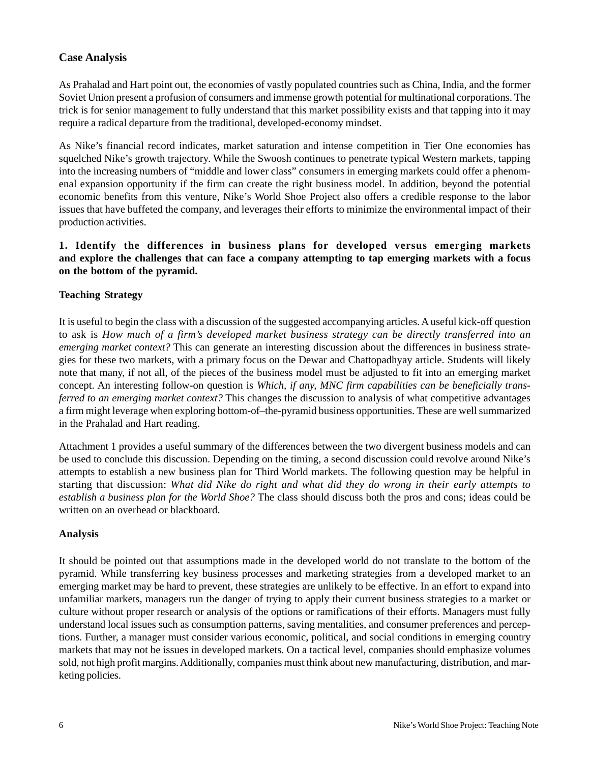## Case Analysis

As Prahalad and Hart point out, the economies of vastly populated countries such as China, India, and the former Soviet Union present a profusion of consumers and immense growth potential for multinational corporations. The trick is for senior management to fully understand that this market possibility exists and that tapping into it may require a radical departure from the traditional, developed-economy mindset.

As Nike's financial record indicates, market saturation and intense competition in Tier One economies has squelched Nike's growth trajectory. While the Swoosh continues to penetrate typical Western markets, tapping into the increasing numbers of "middle and lower class" consumers in emerging markets could offer a phenomenal expansion opportunity if the firm can create the right business model. In addition, beyond the potential economic benefits from this venture, Nike's World Shoe Project also offers a credible response to the labor issues that have buffeted the company, and leverages their efforts to minimize the environmental impact of their production activities.

### 1. Identify the differences in business plans for developed versus emerging markets and explore the challenges that can face a company attempting to tap emerging markets with a focus on the bottom of the pyramid.

#### Teaching Strategy

It is useful to begin the class with a discussion of the suggested accompanying articles. A useful kick-off question to ask is *How much of a firm's developed market business strategy can be directly transferred into an emerging market context?* This can generate an interesting discussion about the differences in business strategies for these two markets, with a primary focus on the Dewar and Chattopadhyay article. Students will likely note that many, if not all, of the pieces of the business model must be adjusted to fit into an emerging market concept. An interesting follow-on question is *Which, if any, MNC firm capabilities can be beneficially transferred to an emerging market context?* This changes the discussion to analysis of what competitive advantages a firm might leverage when exploring bottom-of–the-pyramid business opportunities. These are well summarized in the Prahalad and Hart reading.

Attachment 1 provides a useful summary of the differences between the two divergent business models and can be used to conclude this discussion. Depending on the timing, a second discussion could revolve around Nike's attempts to establish a new business plan for Third World markets. The following question may be helpful in starting that discussion: *What did Nike do right and what did they do wrong in their early attempts to establish a business plan for the World Shoe?* The class should discuss both the pros and cons; ideas could be written on an overhead or blackboard.

#### Analysis

It should be pointed out that assumptions made in the developed world do not translate to the bottom of the pyramid. While transferring key business processes and marketing strategies from a developed market to an emerging market may be hard to prevent, these strategies are unlikely to be effective. In an effort to expand into unfamiliar markets, managers run the danger of trying to apply their current business strategies to a market or culture without proper research or analysis of the options or ramifications of their efforts. Managers must fully understand local issues such as consumption patterns, saving mentalities, and consumer preferences and perceptions. Further, a manager must consider various economic, political, and social conditions in emerging country markets that may not be issues in developed markets. On a tactical level, companies should emphasize volumes sold, not high profit margins. Additionally, companies must think about new manufacturing, distribution, and marketing policies.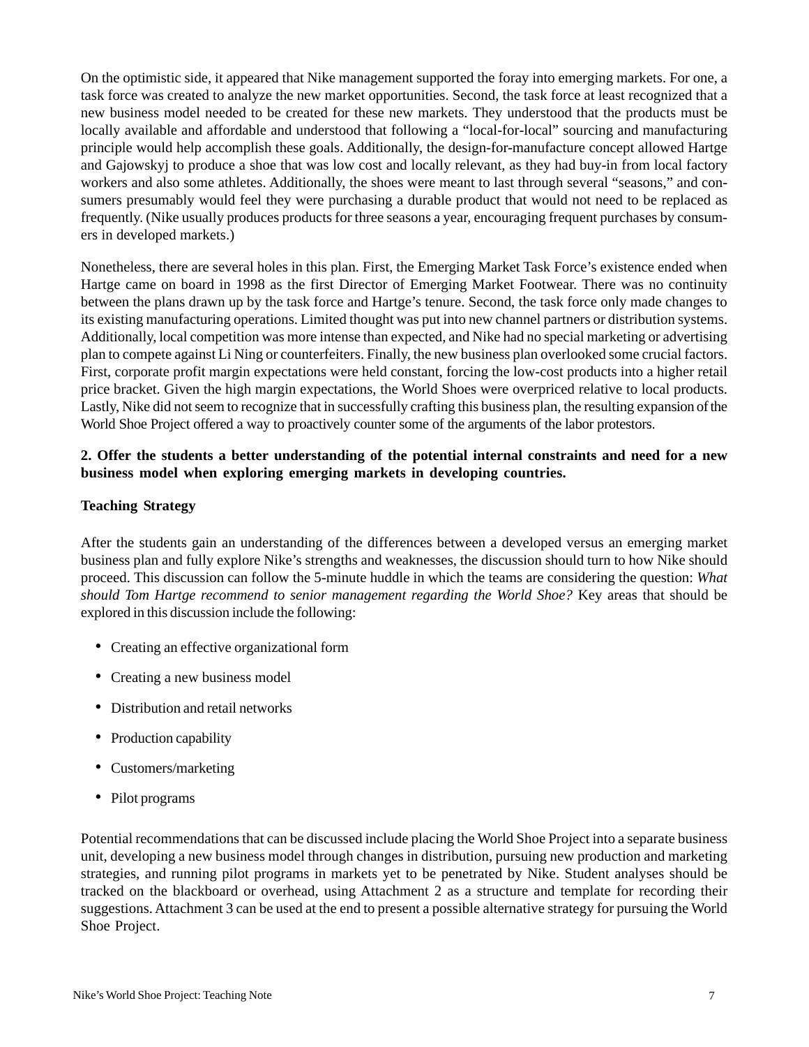On the optimistic side, it appeared that Nike management supported the foray into emerging markets. For one, a task force was created to analyze the new market opportunities. Second, the task force at least recognized that a new business model needed to be created for these new markets. They understood that the products must be locally available and affordable and understood that following a "local-for-local" sourcing and manufacturing principle would help accomplish these goals. Additionally, the design-for-manufacture concept allowed Hartge and Gajowskyj to produce a shoe that was low cost and locally relevant, as they had buy-in from local factory workers and also some athletes. Additionally, the shoes were meant to last through several "seasons," and consumers presumably would feel they were purchasing a durable product that would not need to be replaced as frequently. (Nike usually produces products for three seasons a year, encouraging frequent purchases by consumers in developed markets.)

Nonetheless, there are several holes in this plan. First, the Emerging Market Task Force's existence ended when Hartge came on board in 1998 as the first Director of Emerging Market Footwear. There was no continuity between the plans drawn up by the task force and Hartge's tenure. Second, the task force only made changes to its existing manufacturing operations. Limited thought was put into new channel partners or distribution systems. Additionally, local competition was more intense than expected, and Nike had no special marketing or advertising plan to compete against Li Ning or counterfeiters. Finally, the new business plan overlooked some crucial factors. First, corporate profit margin expectations were held constant, forcing the low-cost products into a higher retail price bracket. Given the high margin expectations, the World Shoes were overpriced relative to local products. Lastly, Nike did not seem to recognize that in successfully crafting this business plan, the resulting expansion of the World Shoe Project offered a way to proactively counter some of the arguments of the labor protestors.

**2. Offer the students a better understanding of the potential internal constraints and need for a new business model when exploring emerging markets in developing countries.**

**Teaching Strategy**

After the students gain an understanding of the differences between a developed versus an emerging market business plan and fully explore Nike's strengths and weaknesses, the discussion should turn to how Nike should proceed. This discussion can follow the 5-minute huddle in which the teams are considering the question: *What should Tom Hartge recommend to senior management regarding the World Shoe?* Key areas that should be explored in this discussion include the following:

- Creating an effective organizational form
- Creating a new business model
- Distribution and retail networks
- Production capability
- Customers/marketing
- Pilot programs

Potential recommendations that can be discussed include placing the World Shoe Project into a separate business unit, developing a new business model through changes in distribution, pursuing new production and marketing strategies, and running pilot programs in markets yet to be penetrated by Nike. Student analyses should be tracked on the blackboard or overhead, using Attachment 2 as a structure and template for recording their suggestions. Attachment 3 can be used at the end to present a possible alternative strategy for pursuing the World Shoe Project.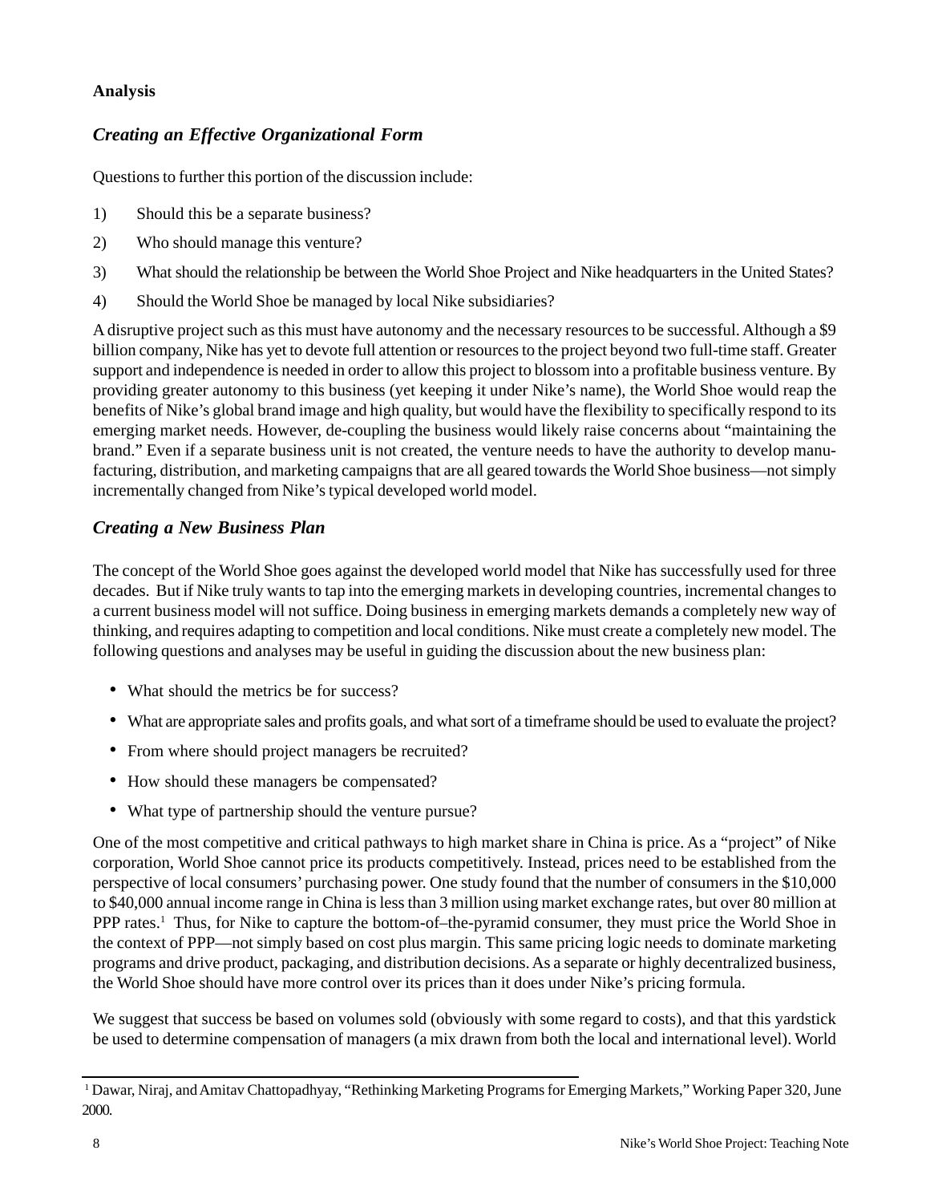**Analysis**

### *Creating an Effective Organizational Form*

Questions to further this portion of the discussion include:

1) Should this be a separate business?
2) Who should manage this venture?
3) What should the relationship be between the World Shoe Project and Nike headquarters in the United States?
4) Should the World Shoe be managed by local Nike subsidiaries?

A disruptive project such as this must have autonomy and the necessary resources to be successful. Although a $9 billion company, Nike has yet to devote full attention or resources to the project beyond two full-time staff. Greater support and independence is needed in order to allow this project to blossom into a profitable business venture. By providing greater autonomy to this business (yet keeping it under Nike's name), the World Shoe would reap the benefits of Nike's global brand image and high quality, but would have the flexibility to specifically respond to its emerging market needs. However, de-coupling the business would likely raise concerns about "maintaining the brand." Even if a separate business unit is not created, the venture needs to have the authority to develop manufacturing, distribution, and marketing campaigns that are all geared towards the World Shoe business—not simply incrementally changed from Nike's typical developed world model.

### *Creating a New Business Plan*

The concept of the World Shoe goes against the developed world model that Nike has successfully used for three decades. But if Nike truly wants to tap into the emerging markets in developing countries, incremental changes to a current business model will not suffice. Doing business in emerging markets demands a completely new way of thinking, and requires adapting to competition and local conditions. Nike must create a completely new model. The following questions and analyses may be useful in guiding the discussion about the new business plan:

- What should the metrics be for success?
- What are appropriate sales and profits goals, and what sort of a timeframe should be used to evaluate the project?
- From where should project managers be recruited?
- How should these managers be compensated?
- What type of partnership should the venture pursue?

One of the most competitive and critical pathways to high market share in China is price. As a "project" of Nike corporation, World Shoe cannot price its products competitively. Instead, prices need to be established from the perspective of local consumers' purchasing power. One study found that the number of consumers in the $10,000 to $40,000 annual income range in China is less than 3 million using market exchange rates, but over 80 million at PPP rates.[1] Thus, for Nike to capture the bottom-of–the-pyramid consumer, they must price the World Shoe in the context of PPP—not simply based on cost plus margin. This same pricing logic needs to dominate marketing programs and drive product, packaging, and distribution decisions. As a separate or highly decentralized business, the World Shoe should have more control over its prices than it does under Nike's pricing formula.

We suggest that success be based on volumes sold (obviously with some regard to costs), and that this yardstick be used to determine compensation of managers (a mix drawn from both the local and international level). World

---

[1] Dawar, Niraj, and Amitav Chattopadhyay, "Rethinking Marketing Programs for Emerging Markets," Working Paper 320, June 2000.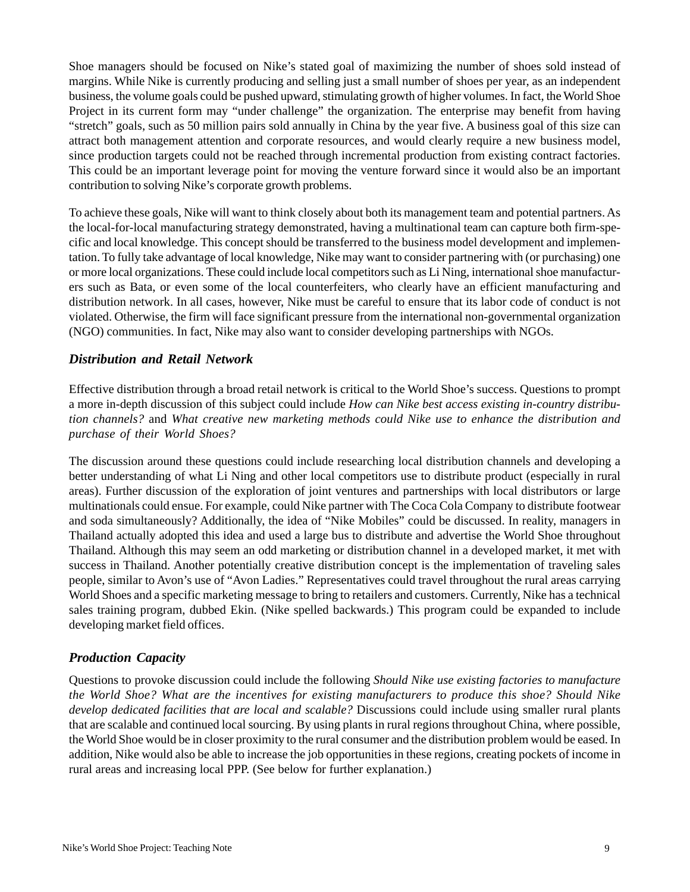Shoe managers should be focused on Nike's stated goal of maximizing the number of shoes sold instead of margins. While Nike is currently producing and selling just a small number of shoes per year, as an independent business, the volume goals could be pushed upward, stimulating growth of higher volumes. In fact, the World Shoe Project in its current form may "under challenge" the organization. The enterprise may benefit from having "stretch" goals, such as 50 million pairs sold annually in China by the year five. A business goal of this size can attract both management attention and corporate resources, and would clearly require a new business model, since production targets could not be reached through incremental production from existing contract factories. This could be an important leverage point for moving the venture forward since it would also be an important contribution to solving Nike's corporate growth problems.

To achieve these goals, Nike will want to think closely about both its management team and potential partners. As the local-for-local manufacturing strategy demonstrated, having a multinational team can capture both firm-specific and local knowledge. This concept should be transferred to the business model development and implementation. To fully take advantage of local knowledge, Nike may want to consider partnering with (or purchasing) one or more local organizations. These could include local competitors such as Li Ning, international shoe manufacturers such as Bata, or even some of the local counterfeiters, who clearly have an efficient manufacturing and distribution network. In all cases, however, Nike must be careful to ensure that its labor code of conduct is not violated. Otherwise, the firm will face significant pressure from the international non-governmental organization (NGO) communities. In fact, Nike may also want to consider developing partnerships with NGOs.

### *Distribution and Retail Network*

Effective distribution through a broad retail network is critical to the World Shoe's success. Questions to prompt a more in-depth discussion of this subject could include *How can Nike best access existing in-country distribution channels?* and *What creative new marketing methods could Nike use to enhance the distribution and purchase of their World Shoes?*

The discussion around these questions could include researching local distribution channels and developing a better understanding of what Li Ning and other local competitors use to distribute product (especially in rural areas). Further discussion of the exploration of joint ventures and partnerships with local distributors or large multinationals could ensue. For example, could Nike partner with The Coca Cola Company to distribute footwear and soda simultaneously? Additionally, the idea of "Nike Mobiles" could be discussed. In reality, managers in Thailand actually adopted this idea and used a large bus to distribute and advertise the World Shoe throughout Thailand. Although this may seem an odd marketing or distribution channel in a developed market, it met with success in Thailand. Another potentially creative distribution concept is the implementation of traveling sales people, similar to Avon's use of "Avon Ladies." Representatives could travel throughout the rural areas carrying World Shoes and a specific marketing message to bring to retailers and customers. Currently, Nike has a technical sales training program, dubbed Ekin. (Nike spelled backwards.) This program could be expanded to include developing market field offices.

### *Production Capacity*

Questions to provoke discussion could include the following *Should Nike use existing factories to manufacture the World Shoe? What are the incentives for existing manufacturers to produce this shoe? Should Nike develop dedicated facilities that are local and scalable?* Discussions could include using smaller rural plants that are scalable and continued local sourcing. By using plants in rural regions throughout China, where possible, the World Shoe would be in closer proximity to the rural consumer and the distribution problem would be eased. In addition, Nike would also be able to increase the job opportunities in these regions, creating pockets of income in rural areas and increasing local PPP. (See below for further explanation.)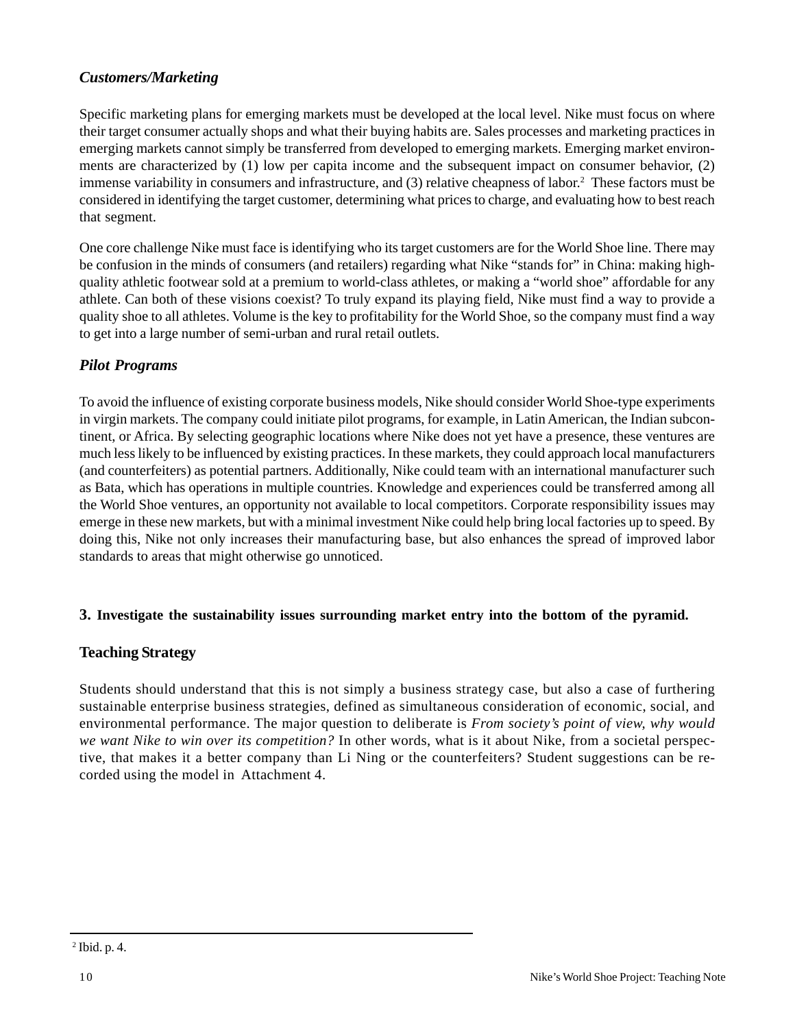### *Customers/Marketing*

Specific marketing plans for emerging markets must be developed at the local level. Nike must focus on where their target consumer actually shops and what their buying habits are. Sales processes and marketing practices in emerging markets cannot simply be transferred from developed to emerging markets. Emerging market environments are characterized by (1) low per capita income and the subsequent impact on consumer behavior, (2) immense variability in consumers and infrastructure, and (3) relative cheapness of labor.[2] These factors must be considered in identifying the target customer, determining what prices to charge, and evaluating how to best reach that segment.

One core challenge Nike must face is identifying who its target customers are for the World Shoe line. There may be confusion in the minds of consumers (and retailers) regarding what Nike "stands for" in China: making high-quality athletic footwear sold at a premium to world-class athletes, or making a "world shoe" affordable for any athlete. Can both of these visions coexist? To truly expand its playing field, Nike must find a way to provide a quality shoe to all athletes. Volume is the key to profitability for the World Shoe, so the company must find a way to get into a large number of semi-urban and rural retail outlets.

### *Pilot Programs*

To avoid the influence of existing corporate business models, Nike should consider World Shoe-type experiments in virgin markets. The company could initiate pilot programs, for example, in Latin American, the Indian subcontinent, or Africa. By selecting geographic locations where Nike does not yet have a presence, these ventures are much less likely to be influenced by existing practices. In these markets, they could approach local manufacturers (and counterfeiters) as potential partners. Additionally, Nike could team with an international manufacturer such as Bata, which has operations in multiple countries. Knowledge and experiences could be transferred among all the World Shoe ventures, an opportunity not available to local competitors. Corporate responsibility issues may emerge in these new markets, but with a minimal investment Nike could help bring local factories up to speed. By doing this, Nike not only increases their manufacturing base, but also enhances the spread of improved labor standards to areas that might otherwise go unnoticed.

**3. Investigate the sustainability issues surrounding market entry into the bottom of the pyramid.**

### Teaching Strategy

Students should understand that this is not simply a business strategy case, but also a case of furthering sustainable enterprise business strategies, defined as simultaneous consideration of economic, social, and environmental performance. The major question to deliberate is *From society's point of view, why would we want Nike to win over its competition?* In other words, what is it about Nike, from a societal perspective, that makes it a better company than Li Ning or the counterfeiters? Student suggestions can be recorded using the model in Attachment 4.

---

[2] Ibid. p. 4.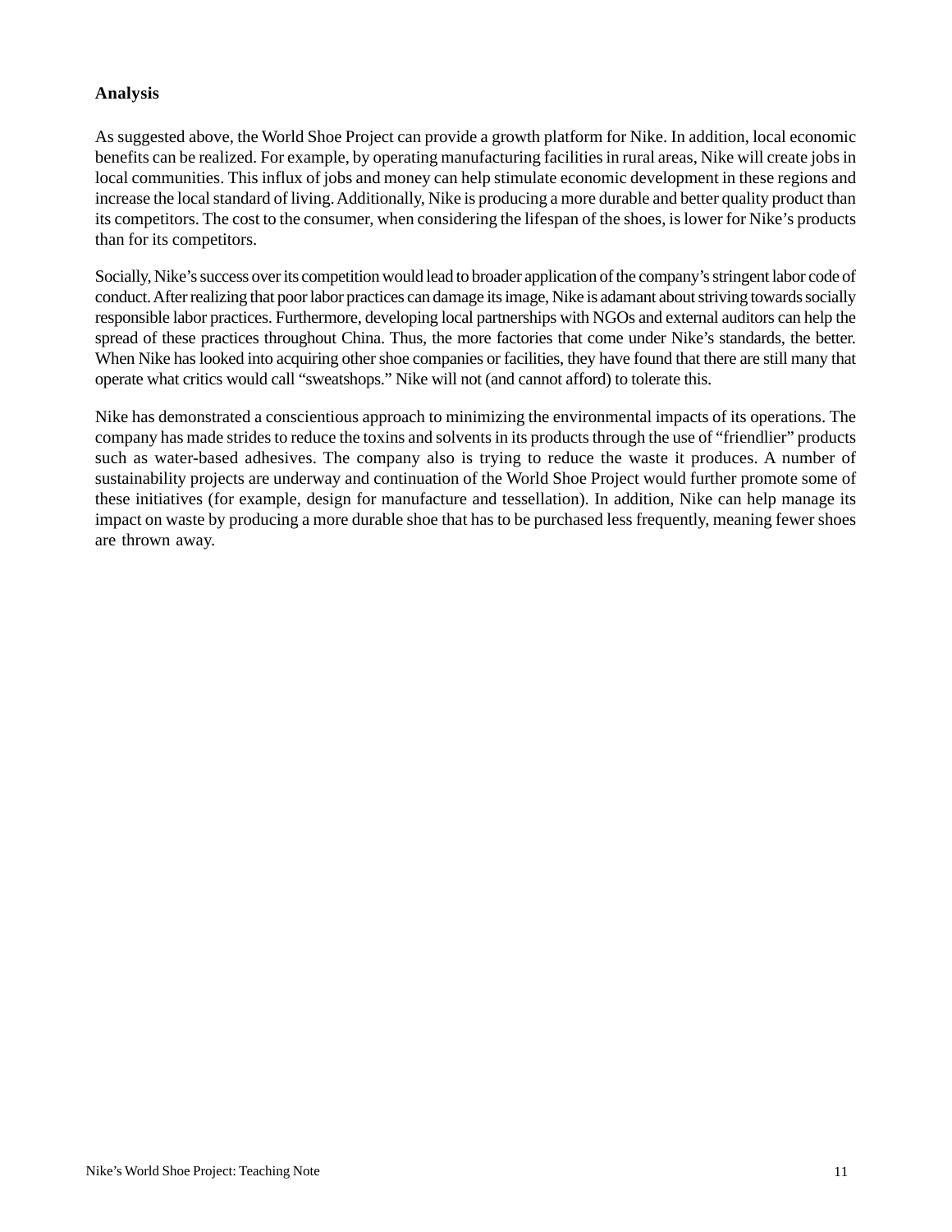**Analysis**

As suggested above, the World Shoe Project can provide a growth platform for Nike. In addition, local economic benefits can be realized. For example, by operating manufacturing facilities in rural areas, Nike will create jobs in local communities. This influx of jobs and money can help stimulate economic development in these regions and increase the local standard of living. Additionally, Nike is producing a more durable and better quality product than its competitors. The cost to the consumer, when considering the lifespan of the shoes, is lower for Nike's products than for its competitors.

Socially, Nike's success over its competition would lead to broader application of the company's stringent labor code of conduct. After realizing that poor labor practices can damage its image, Nike is adamant about striving towards socially responsible labor practices. Furthermore, developing local partnerships with NGOs and external auditors can help the spread of these practices throughout China. Thus, the more factories that come under Nike's standards, the better. When Nike has looked into acquiring other shoe companies or facilities, they have found that there are still many that operate what critics would call "sweatshops." Nike will not (and cannot afford) to tolerate this.

Nike has demonstrated a conscientious approach to minimizing the environmental impacts of its operations. The company has made strides to reduce the toxins and solvents in its products through the use of "friendlier" products such as water-based adhesives. The company also is trying to reduce the waste it produces. A number of sustainability projects are underway and continuation of the World Shoe Project would further promote some of these initiatives (for example, design for manufacture and tessellation). In addition, Nike can help manage its impact on waste by producing a more durable shoe that has to be purchased less frequently, meaning fewer shoes are thrown away.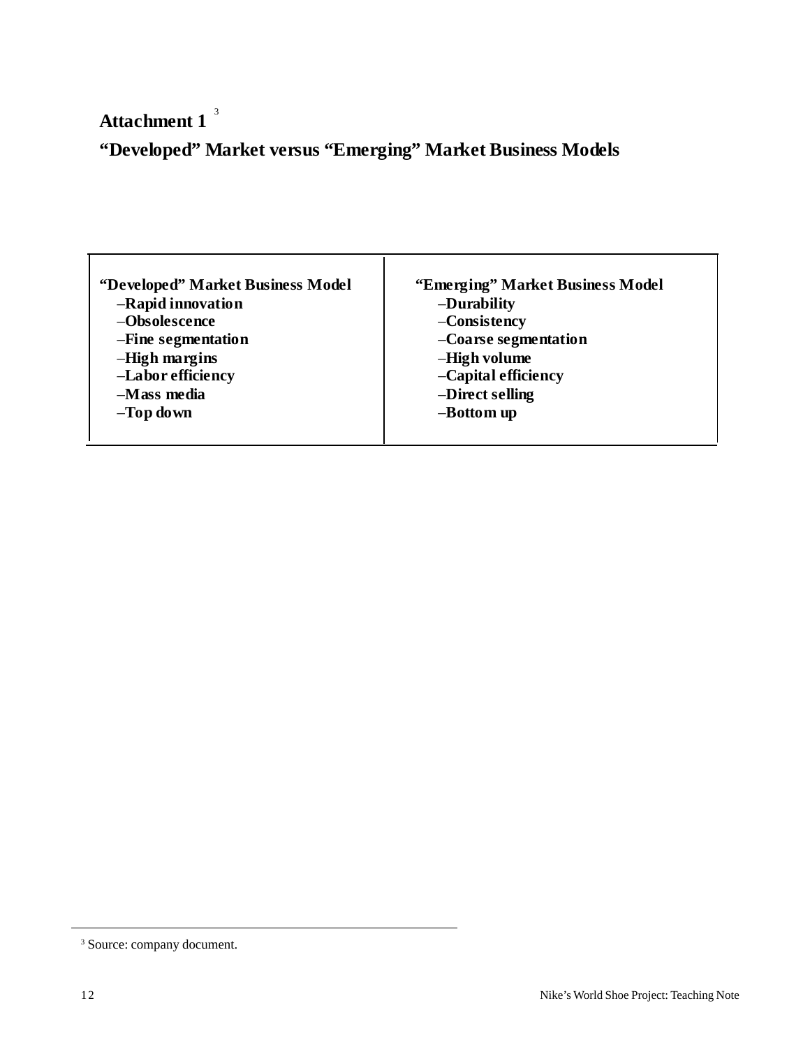## Attachment 1 [3]

## "Developed" Market versus "Emerging" Market Business Models

| "Developed" Market Business Model | "Emerging" Market Business Model |
|---|---|
| –Rapid innovation | –Durability |
| –Obsolescence | –Consistency |
| –Fine segmentation | –Coarse segmentation |
| –High margins | –High volume |
| –Labor efficiency | –Capital efficiency |
| –Mass media | –Direct selling |
| –Top down | –Bottom up |

[3] Source: company document.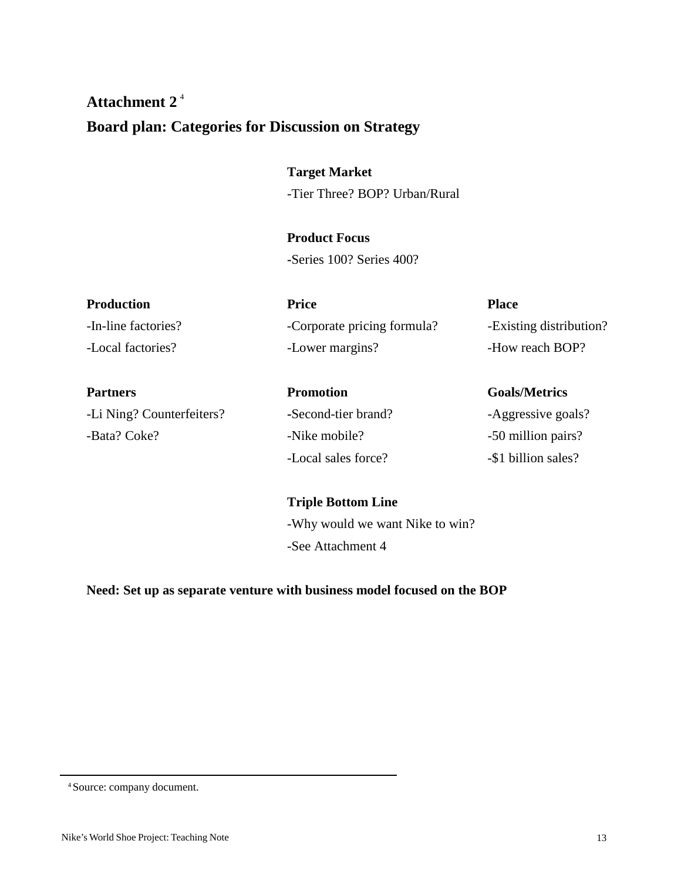## Attachment 2 [4]

## Board plan: Categories for Discussion on Strategy

**Target Market**
-Tier Three? BOP? Urban/Rural

**Product Focus**
-Series 100? Series 400?

**Production**
-In-line factories?
-Local factories?

**Price**
-Corporate pricing formula?
-Lower margins?

**Place**
-Existing distribution?
-How reach BOP?

**Partners**
-Li Ning? Counterfeiters?
-Bata? Coke?

**Promotion**
-Second-tier brand?
-Nike mobile?
-Local sales force?

**Goals/Metrics**
-Aggressive goals?
-50 million pairs?
-$1 billion sales?

**Triple Bottom Line**
-Why would we want Nike to win?
-See Attachment 4

**Need: Set up as separate venture with business model focused on the BOP**

---

[4] Source: company document.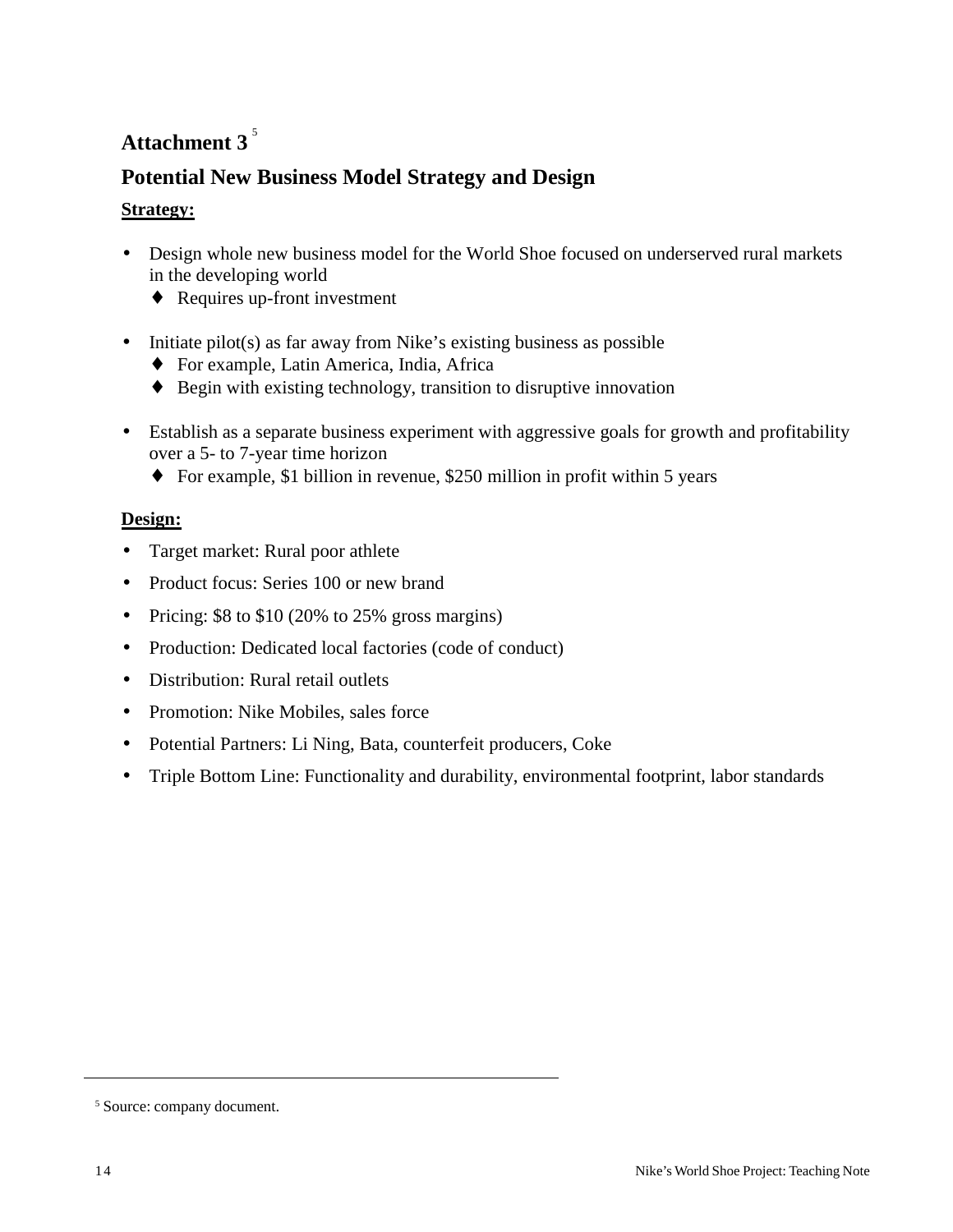## Attachment 3[5]

## Potential New Business Model Strategy and Design

**Strategy:**

- Design whole new business model for the World Shoe focused on underserved rural markets in the developing world
  - Requires up-front investment
- Initiate pilot(s) as far away from Nike's existing business as possible
  - For example, Latin America, India, Africa
  - Begin with existing technology, transition to disruptive innovation
- Establish as a separate business experiment with aggressive goals for growth and profitability over a 5- to 7-year time horizon
  - For example, $1 billion in revenue, $250 million in profit within 5 years

**Design:**

- Target market: Rural poor athlete
- Product focus: Series 100 or new brand
- Pricing: $8 to $10 (20% to 25% gross margins)
- Production: Dedicated local factories (code of conduct)
- Distribution: Rural retail outlets
- Promotion: Nike Mobiles, sales force
- Potential Partners: Li Ning, Bata, counterfeit producers, Coke
- Triple Bottom Line: Functionality and durability, environmental footprint, labor standards

[5] Source: company document.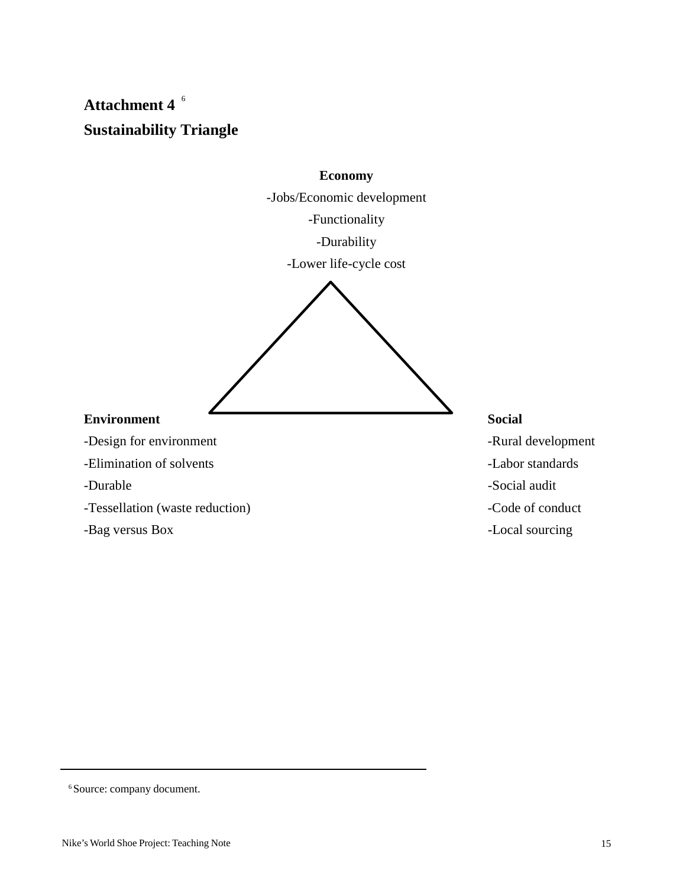**Attachment 4** [6]

**Sustainability Triangle**

**Economy**

-Jobs/Economic development

-Functionality

-Durability

-Lower life-cycle cost

**Environment**

-Design for environment

-Elimination of solvents

-Durable

-Tessellation (waste reduction)

-Bag versus Box

**Social**

-Rural development

-Labor standards

-Social audit

-Code of conduct

-Local sourcing

[6] Source: company document.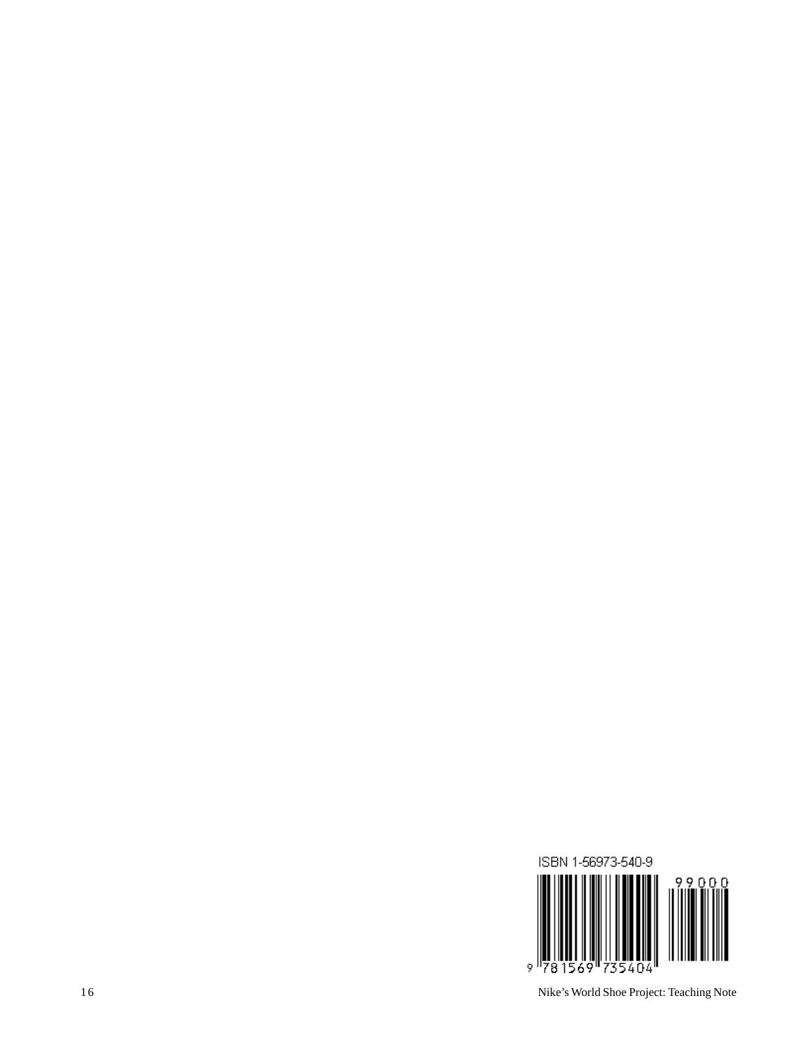ISBN 1-56973-540-9

9 781569 735404

99000